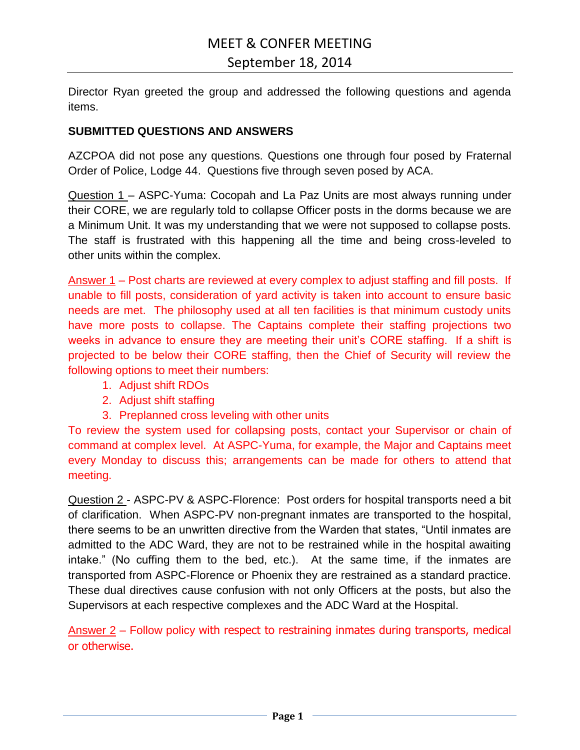# MEET & CONFER MEETING

## September 18, 2014

Director Ryan greeted the group and addressed the following questions and agenda items.

**SUBMITTED QUESTIONS AND ANSWERS**

AZCPOA did not pose any questions. Questions one through four posed by Fraternal Order of Police, Lodge 44. Questions five through seven posed by ACA.

Question 1 – ASPC-Yuma: Cocopah and La Paz Units are most always running under their CORE, we are regularly told to collapse Officer posts in the dorms because we are a Minimum Unit. It was my understanding that we were not supposed to collapse posts. The staff is frustrated with this happening all the time and being cross-leveled to other units within the complex.

Answer 1 – Post charts are reviewed at every complex to adjust staffing and fill posts. If unable to fill posts, consideration of yard activity is taken into account to ensure basic needs are met. The philosophy used at all ten facilities is that minimum custody units have more posts to collapse. The Captains complete their staffing projections two weeks in advance to ensure they are meeting their unit's CORE staffing. If a shift is projected to be below their CORE staffing, then the Chief of Security will review the following options to meet their numbers:

1. Adjust shift RDOs
2. Adjust shift staffing
3. Preplanned cross leveling with other units

To review the system used for collapsing posts, contact your Supervisor or chain of command at complex level. At ASPC-Yuma, for example, the Major and Captains meet every Monday to discuss this; arrangements can be made for others to attend that meeting.

Question 2 - ASPC-PV & ASPC-Florence: Post orders for hospital transports need a bit of clarification. When ASPC-PV non-pregnant inmates are transported to the hospital, there seems to be an unwritten directive from the Warden that states, "Until inmates are admitted to the ADC Ward, they are not to be restrained while in the hospital awaiting intake." (No cuffing them to the bed, etc.). At the same time, if the inmates are transported from ASPC-Florence or Phoenix they are restrained as a standard practice. These dual directives cause confusion with not only Officers at the posts, but also the Supervisors at each respective complexes and the ADC Ward at the Hospital.

Answer 2 – Follow policy with respect to restraining inmates during transports, medical or otherwise.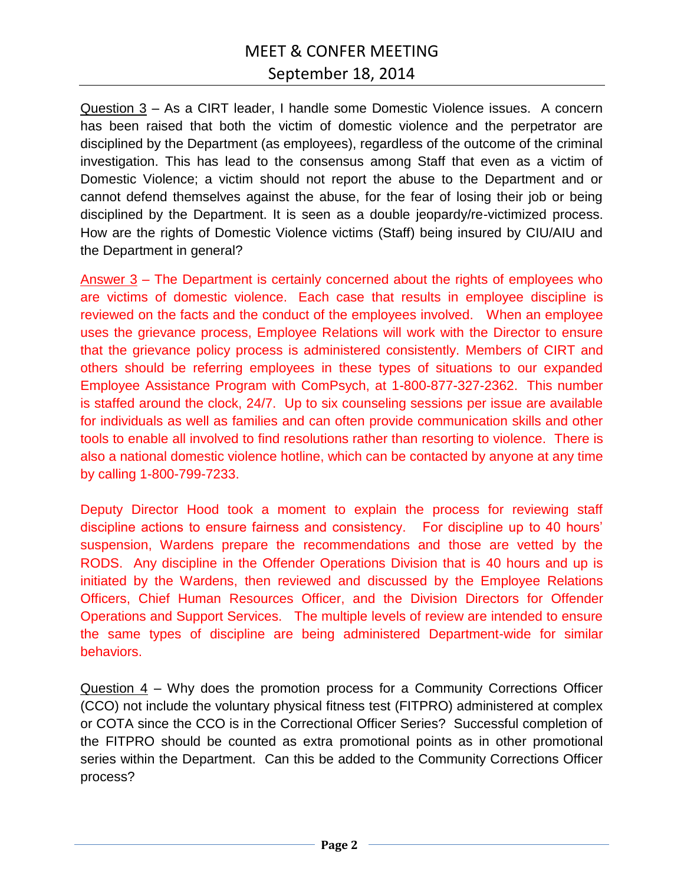Question 3 – As a CIRT leader, I handle some Domestic Violence issues. A concern has been raised that both the victim of domestic violence and the perpetrator are disciplined by the Department (as employees), regardless of the outcome of the criminal investigation. This has lead to the consensus among Staff that even as a victim of Domestic Violence; a victim should not report the abuse to the Department and or cannot defend themselves against the abuse, for the fear of losing their job or being disciplined by the Department. It is seen as a double jeopardy/re-victimized process. How are the rights of Domestic Violence victims (Staff) being insured by CIU/AIU and the Department in general?

Answer 3 – The Department is certainly concerned about the rights of employees who are victims of domestic violence. Each case that results in employee discipline is reviewed on the facts and the conduct of the employees involved. When an employee uses the grievance process, Employee Relations will work with the Director to ensure that the grievance policy process is administered consistently. Members of CIRT and others should be referring employees in these types of situations to our expanded Employee Assistance Program with ComPsych, at 1-800-877-327-2362. This number is staffed around the clock, 24/7. Up to six counseling sessions per issue are available for individuals as well as families and can often provide communication skills and other tools to enable all involved to find resolutions rather than resorting to violence. There is also a national domestic violence hotline, which can be contacted by anyone at any time by calling 1-800-799-7233.

Deputy Director Hood took a moment to explain the process for reviewing staff discipline actions to ensure fairness and consistency. For discipline up to 40 hours' suspension, Wardens prepare the recommendations and those are vetted by the RODS. Any discipline in the Offender Operations Division that is 40 hours and up is initiated by the Wardens, then reviewed and discussed by the Employee Relations Officers, Chief Human Resources Officer, and the Division Directors for Offender Operations and Support Services. The multiple levels of review are intended to ensure the same types of discipline are being administered Department-wide for similar behaviors.

Question 4 – Why does the promotion process for a Community Corrections Officer (CCO) not include the voluntary physical fitness test (FITPRO) administered at complex or COTA since the CCO is in the Correctional Officer Series? Successful completion of the FITPRO should be counted as extra promotional points as in other promotional series within the Department. Can this be added to the Community Corrections Officer process?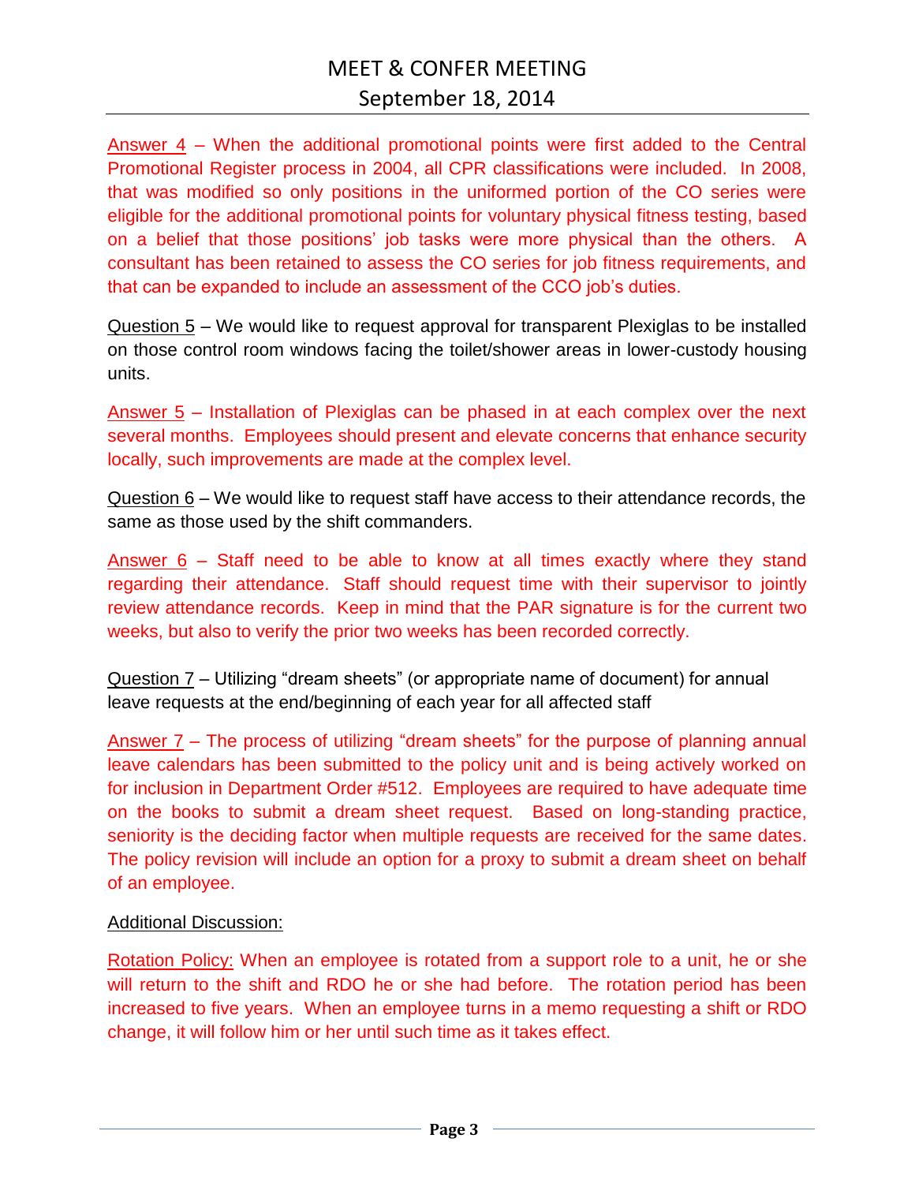Answer 4 – When the additional promotional points were first added to the Central Promotional Register process in 2004, all CPR classifications were included. In 2008, that was modified so only positions in the uniformed portion of the CO series were eligible for the additional promotional points for voluntary physical fitness testing, based on a belief that those positions' job tasks were more physical than the others. A consultant has been retained to assess the CO series for job fitness requirements, and that can be expanded to include an assessment of the CCO job's duties.

Question 5 – We would like to request approval for transparent Plexiglas to be installed on those control room windows facing the toilet/shower areas in lower-custody housing units.

Answer 5 – Installation of Plexiglas can be phased in at each complex over the next several months. Employees should present and elevate concerns that enhance security locally, such improvements are made at the complex level.

Question 6 – We would like to request staff have access to their attendance records, the same as those used by the shift commanders.

Answer 6 – Staff need to be able to know at all times exactly where they stand regarding their attendance. Staff should request time with their supervisor to jointly review attendance records. Keep in mind that the PAR signature is for the current two weeks, but also to verify the prior two weeks has been recorded correctly.

Question 7 – Utilizing "dream sheets" (or appropriate name of document) for annual leave requests at the end/beginning of each year for all affected staff

Answer 7 – The process of utilizing "dream sheets" for the purpose of planning annual leave calendars has been submitted to the policy unit and is being actively worked on for inclusion in Department Order #512. Employees are required to have adequate time on the books to submit a dream sheet request. Based on long-standing practice, seniority is the deciding factor when multiple requests are received for the same dates. The policy revision will include an option for a proxy to submit a dream sheet on behalf of an employee.

Additional Discussion:

Rotation Policy: When an employee is rotated from a support role to a unit, he or she will return to the shift and RDO he or she had before. The rotation period has been increased to five years. When an employee turns in a memo requesting a shift or RDO change, it will follow him or her until such time as it takes effect.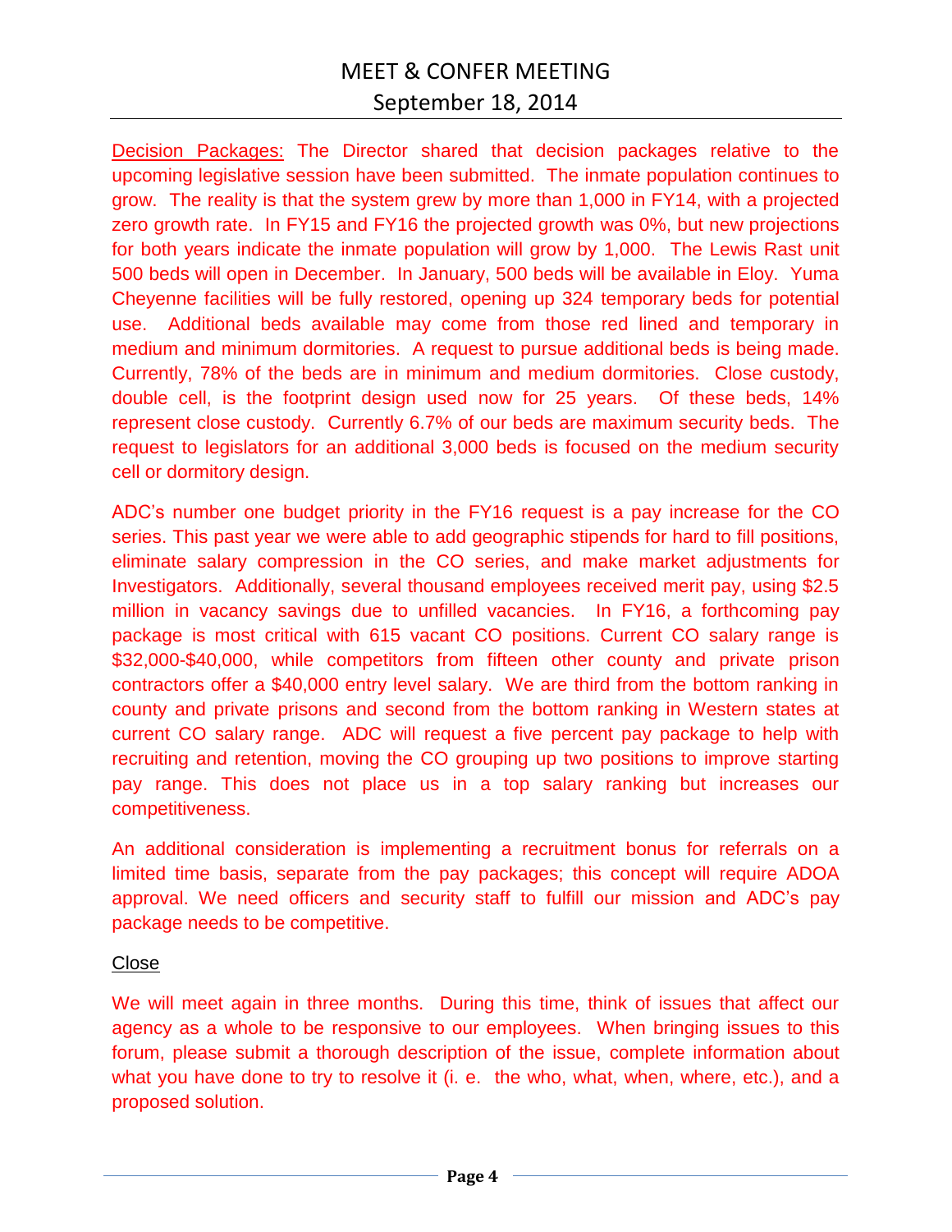Decision Packages: The Director shared that decision packages relative to the upcoming legislative session have been submitted. The inmate population continues to grow. The reality is that the system grew by more than 1,000 in FY14, with a projected zero growth rate. In FY15 and FY16 the projected growth was 0%, but new projections for both years indicate the inmate population will grow by 1,000. The Lewis Rast unit 500 beds will open in December. In January, 500 beds will be available in Eloy. Yuma Cheyenne facilities will be fully restored, opening up 324 temporary beds for potential use. Additional beds available may come from those red lined and temporary in medium and minimum dormitories. A request to pursue additional beds is being made. Currently, 78% of the beds are in minimum and medium dormitories. Close custody, double cell, is the footprint design used now for 25 years. Of these beds, 14% represent close custody. Currently 6.7% of our beds are maximum security beds. The request to legislators for an additional 3,000 beds is focused on the medium security cell or dormitory design.

ADC's number one budget priority in the FY16 request is a pay increase for the CO series. This past year we were able to add geographic stipends for hard to fill positions, eliminate salary compression in the CO series, and make market adjustments for Investigators. Additionally, several thousand employees received merit pay, using $2.5 million in vacancy savings due to unfilled vacancies. In FY16, a forthcoming pay package is most critical with 615 vacant CO positions. Current CO salary range is $32,000-$40,000, while competitors from fifteen other county and private prison contractors offer a $40,000 entry level salary. We are third from the bottom ranking in county and private prisons and second from the bottom ranking in Western states at current CO salary range. ADC will request a five percent pay package to help with recruiting and retention, moving the CO grouping up two positions to improve starting pay range. This does not place us in a top salary ranking but increases our competitiveness.

An additional consideration is implementing a recruitment bonus for referrals on a limited time basis, separate from the pay packages; this concept will require ADOA approval. We need officers and security staff to fulfill our mission and ADC's pay package needs to be competitive.

Close

We will meet again in three months. During this time, think of issues that affect our agency as a whole to be responsive to our employees. When bringing issues to this forum, please submit a thorough description of the issue, complete information about what you have done to try to resolve it (i. e. the who, what, when, where, etc.), and a proposed solution.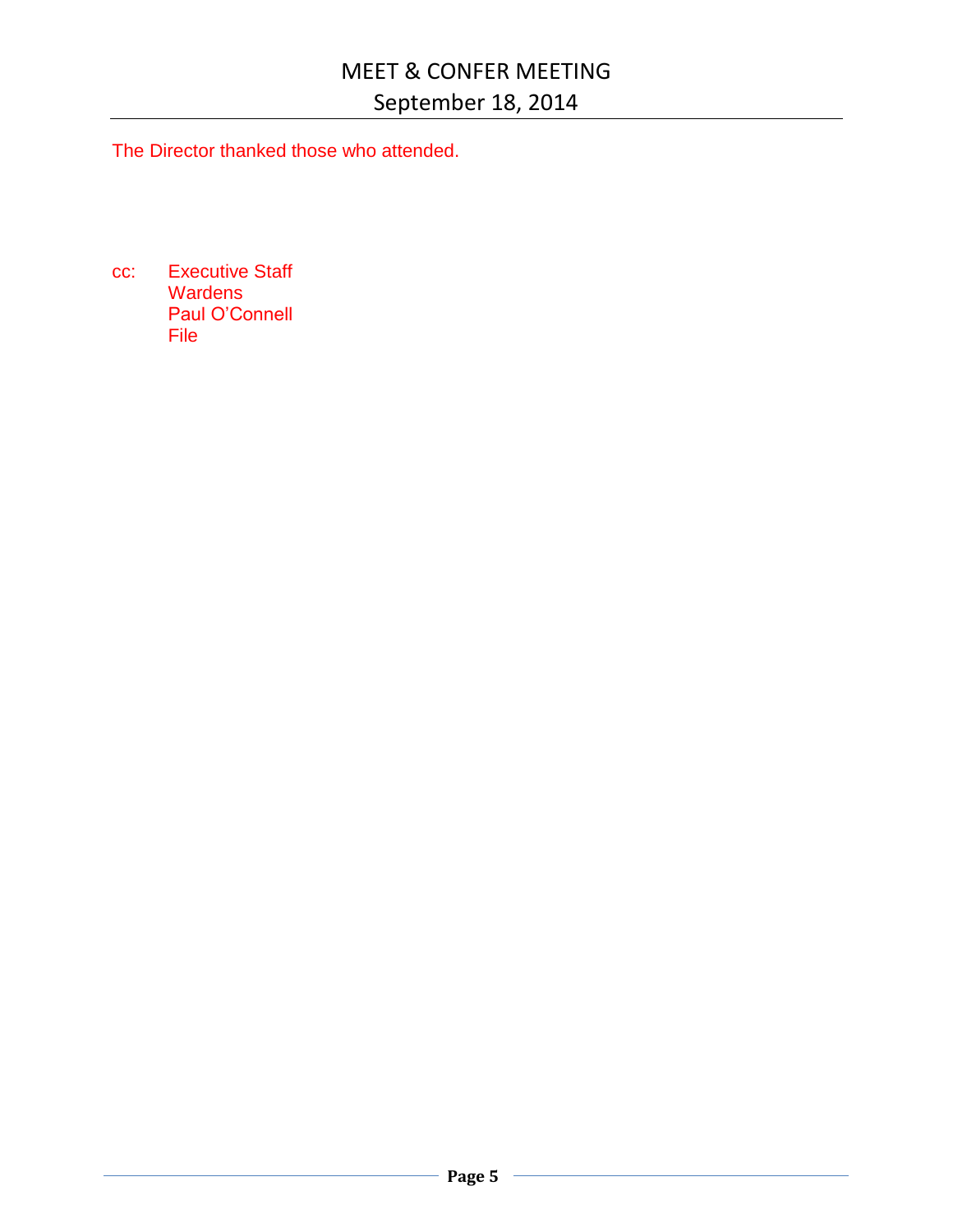The Director thanked those who attended.

cc: Executive Staff
Wardens
Paul O'Connell
File